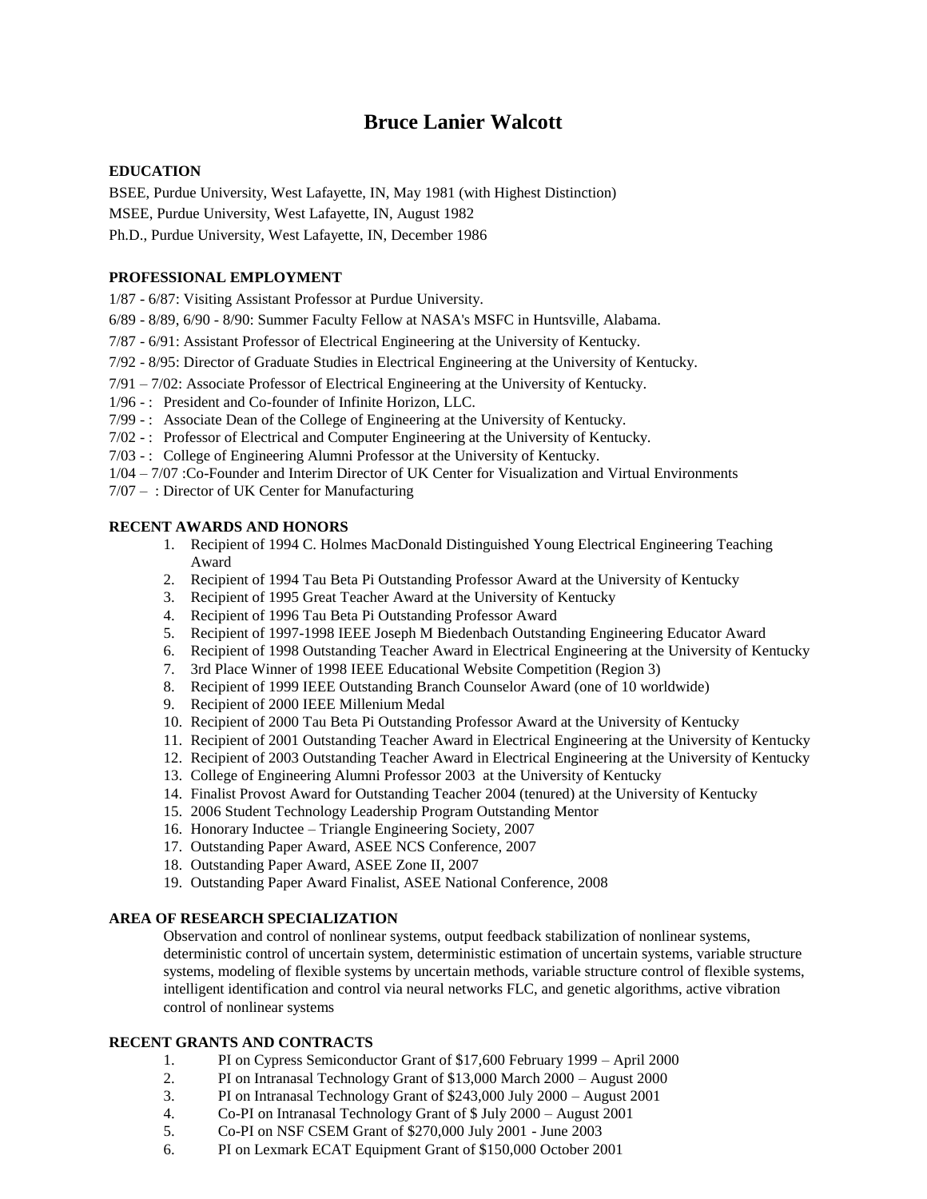# Bruce Lanier Walcott

## EDUCATION

BSEE, Purdue University, West Lafayette, IN, May 1981 (with Highest Distinction)

MSEE, Purdue University, West Lafayette, IN, August 1982

Ph.D., Purdue University, West Lafayette, IN, December 1986

## PROFESSIONAL EMPLOYMENT

1/87 - 6/87: Visiting Assistant Professor at Purdue University.

6/89 - 8/89, 6/90 - 8/90: Summer Faculty Fellow at NASA's MSFC in Huntsville, Alabama.

7/87 - 6/91: Assistant Professor of Electrical Engineering at the University of Kentucky.

7/92 - 8/95: Director of Graduate Studies in Electrical Engineering at the University of Kentucky.

7/91 – 7/02: Associate Professor of Electrical Engineering at the University of Kentucky.

1/96 - : President and Co-founder of Infinite Horizon, LLC.

7/99 - : Associate Dean of the College of Engineering at the University of Kentucky.

7/02 - : Professor of Electrical and Computer Engineering at the University of Kentucky.

7/03 - : College of Engineering Alumni Professor at the University of Kentucky.

1/04 – 7/07 :Co-Founder and Interim Director of UK Center for Visualization and Virtual Environments

7/07 – : Director of UK Center for Manufacturing

## RECENT AWARDS AND HONORS

1. Recipient of 1994 C. Holmes MacDonald Distinguished Young Electrical Engineering Teaching Award
2. Recipient of 1994 Tau Beta Pi Outstanding Professor Award at the University of Kentucky
3. Recipient of 1995 Great Teacher Award at the University of Kentucky
4. Recipient of 1996 Tau Beta Pi Outstanding Professor Award
5. Recipient of 1997-1998 IEEE Joseph M Biedenbach Outstanding Engineering Educator Award
6. Recipient of 1998 Outstanding Teacher Award in Electrical Engineering at the University of Kentucky
7. 3rd Place Winner of 1998 IEEE Educational Website Competition (Region 3)
8. Recipient of 1999 IEEE Outstanding Branch Counselor Award (one of 10 worldwide)
9. Recipient of 2000 IEEE Millenium Medal
10. Recipient of 2000 Tau Beta Pi Outstanding Professor Award at the University of Kentucky
11. Recipient of 2001 Outstanding Teacher Award in Electrical Engineering at the University of Kentucky
12. Recipient of 2003 Outstanding Teacher Award in Electrical Engineering at the University of Kentucky
13. College of Engineering Alumni Professor 2003 at the University of Kentucky
14. Finalist Provost Award for Outstanding Teacher 2004 (tenured) at the University of Kentucky
15. 2006 Student Technology Leadership Program Outstanding Mentor
16. Honorary Inductee – Triangle Engineering Society, 2007
17. Outstanding Paper Award, ASEE NCS Conference, 2007
18. Outstanding Paper Award, ASEE Zone II, 2007
19. Outstanding Paper Award Finalist, ASEE National Conference, 2008

## AREA OF RESEARCH SPECIALIZATION

Observation and control of nonlinear systems, output feedback stabilization of nonlinear systems, deterministic control of uncertain system, deterministic estimation of uncertain systems, variable structure systems, modeling of flexible systems by uncertain methods, variable structure control of flexible systems, intelligent identification and control via neural networks FLC, and genetic algorithms, active vibration control of nonlinear systems

## RECENT GRANTS AND CONTRACTS

1. PI on Cypress Semiconductor Grant of $17,600 February 1999 – April 2000
2. PI on Intranasal Technology Grant of $13,000 March 2000 – August 2000
3. PI on Intranasal Technology Grant of $243,000 July 2000 – August 2001
4. Co-PI on Intranasal Technology Grant of $ July 2000 – August 2001
5. Co-PI on NSF CSEM Grant of $270,000 July 2001 - June 2003
6. PI on Lexmark ECAT Equipment Grant of $150,000 October 2001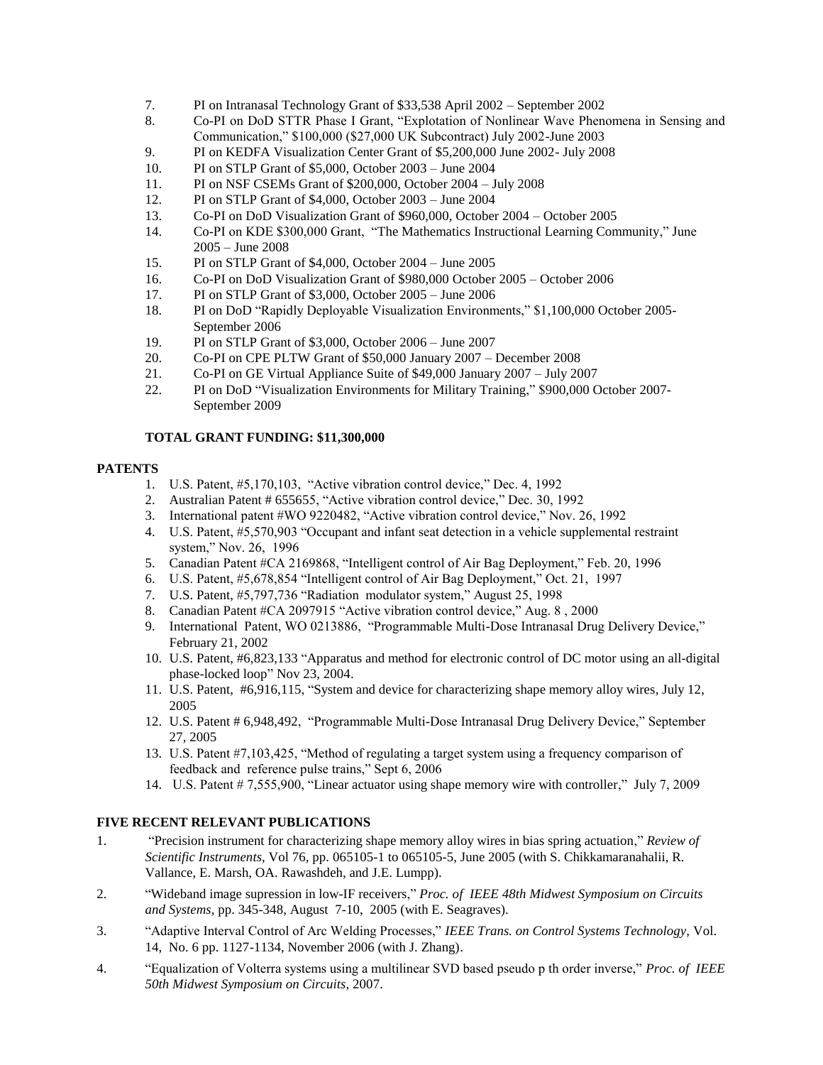7. PI on Intranasal Technology Grant of $33,538 April 2002 – September 2002
8. Co-PI on DoD STTR Phase I Grant, "Explotation of Nonlinear Wave Phenomena in Sensing and Communication," $100,000 ($27,000 UK Subcontract) July 2002-June 2003
9. PI on KEDFA Visualization Center Grant of $5,200,000 June 2002- July 2008
10. PI on STLP Grant of $5,000, October 2003 – June 2004
11. PI on NSF CSEMs Grant of $200,000, October 2004 – July 2008
12. PI on STLP Grant of $4,000, October 2003 – June 2004
13. Co-PI on DoD Visualization Grant of $960,000, October 2004 – October 2005
14. Co-PI on KDE $300,000 Grant, "The Mathematics Instructional Learning Community," June 2005 – June 2008
15. PI on STLP Grant of $4,000, October 2004 – June 2005
16. Co-PI on DoD Visualization Grant of $980,000 October 2005 – October 2006
17. PI on STLP Grant of $3,000, October 2005 – June 2006
18. PI on DoD "Rapidly Deployable Visualization Environments," $1,100,000 October 2005-September 2006
19. PI on STLP Grant of $3,000, October 2006 – June 2007
20. Co-PI on CPE PLTW Grant of $50,000 January 2007 – December 2008
21. Co-PI on GE Virtual Appliance Suite of $49,000 January 2007 – July 2007
22. PI on DoD "Visualization Environments for Military Training," $900,000 October 2007-September 2009

**TOTAL GRANT FUNDING: $11,300,000**

**PATENTS**

1. U.S. Patent, #5,170,103, "Active vibration control device," Dec. 4, 1992
2. Australian Patent # 655655, "Active vibration control device," Dec. 30, 1992
3. International patent #WO 9220482, "Active vibration control device," Nov. 26, 1992
4. U.S. Patent, #5,570,903 "Occupant and infant seat detection in a vehicle supplemental restraint system," Nov. 26, 1996
5. Canadian Patent #CA 2169868, "Intelligent control of Air Bag Deployment," Feb. 20, 1996
6. U.S. Patent, #5,678,854 "Intelligent control of Air Bag Deployment," Oct. 21, 1997
7. U.S. Patent, #5,797,736 "Radiation modulator system," August 25, 1998
8. Canadian Patent #CA 2097915 "Active vibration control device," Aug. 8 , 2000
9. International Patent, WO 0213886, "Programmable Multi-Dose Intranasal Drug Delivery Device," February 21, 2002
10. U.S. Patent, #6,823,133 "Apparatus and method for electronic control of DC motor using an all-digital phase-locked loop" Nov 23, 2004.
11. U.S. Patent, #6,916,115, "System and device for characterizing shape memory alloy wires, July 12, 2005
12. U.S. Patent # 6,948,492, "Programmable Multi-Dose Intranasal Drug Delivery Device," September 27, 2005
13. U.S. Patent #7,103,425, "Method of regulating a target system using a frequency comparison of feedback and reference pulse trains," Sept 6, 2006
14. U.S. Patent # 7,555,900, "Linear actuator using shape memory wire with controller," July 7, 2009

**FIVE RECENT RELEVANT PUBLICATIONS**

1. "Precision instrument for characterizing shape memory alloy wires in bias spring actuation," *Review of Scientific Instruments,* Vol 76, pp. 065105-1 to 065105-5, June 2005 (with S. Chikkamaranahalii, R. Vallance, E. Marsh, OA. Rawashdeh, and J.E. Lumpp).
2. "Wideband image supression in low-IF receivers," *Proc. of IEEE 48th Midwest Symposium on Circuits and Systems*, pp. 345-348, August 7-10, 2005 (with E. Seagraves).
3. "Adaptive Interval Control of Arc Welding Processes," *IEEE Trans. on Control Systems Technology,* Vol. 14, No. 6 pp. 1127-1134, November 2006 (with J. Zhang).
4. "Equalization of Volterra systems using a multilinear SVD based pseudo p th order inverse," *Proc. of IEEE 50th Midwest Symposium on Circuits,* 2007.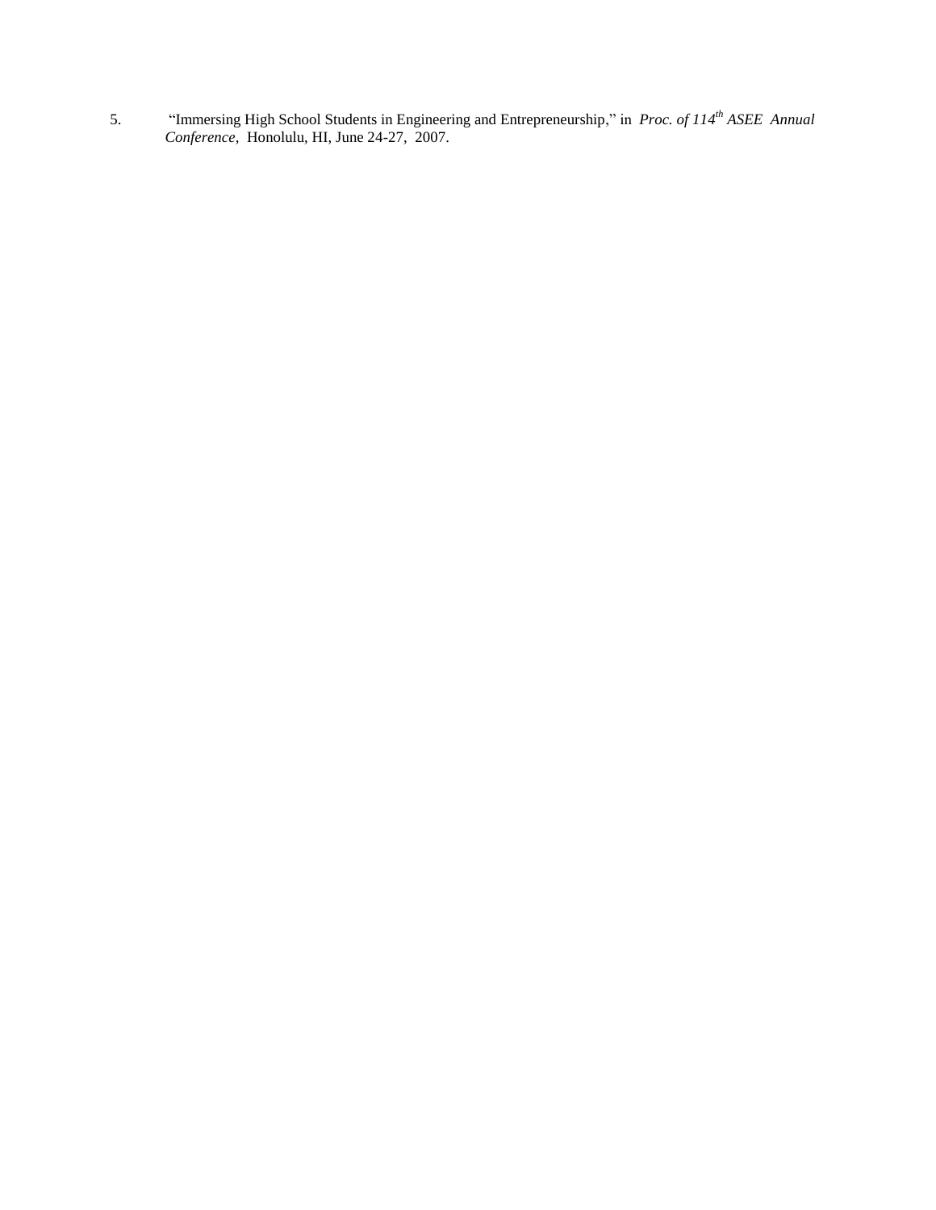5. "Immersing High School Students in Engineering and Entrepreneurship," in *Proc. of 114th ASEE Annual Conference*, Honolulu, HI, June 24-27, 2007.